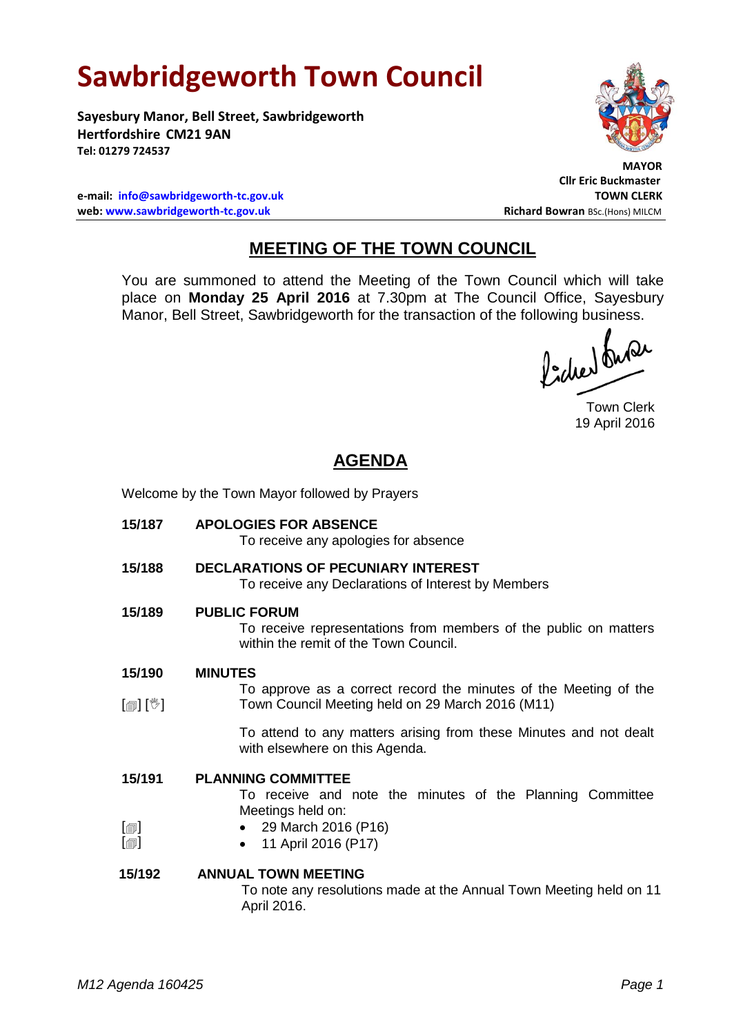# Sawbridgeworth Town Council

**Sayesbury Manor, Bell Street, Sawbridgeworth**
**Hertfordshire CM21 9AN**
**Tel: 01279 724537**

**e-mail: info@sawbridgeworth-tc.gov.uk**
**web: www.sawbridgeworth-tc.gov.uk**

**MAYOR**
**Cllr Eric Buckmaster**
**TOWN CLERK**
**Richard Bowran** BSc.(Hons) MILCM

## MEETING OF THE TOWN COUNCIL

You are summoned to attend the Meeting of the Town Council which will take place on **Monday 25 April 2016** at 7.30pm at The Council Office, Sayesbury Manor, Bell Street, Sawbridgeworth for the transaction of the following business.

Town Clerk
19 April 2016

## AGENDA

Welcome by the Town Mayor followed by Prayers

**15/187 APOLOGIES FOR ABSENCE**

To receive any apologies for absence

**15/188 DECLARATIONS OF PECUNIARY INTEREST**

To receive any Declarations of Interest by Members

**15/189 PUBLIC FORUM**

To receive representations from members of the public on matters within the remit of the Town Council.

**15/190 MINUTES**

[🗐] [🖑] To approve as a correct record the minutes of the Meeting of the Town Council Meeting held on 29 March 2016 (M11)

To attend to any matters arising from these Minutes and not dealt with elsewhere on this Agenda.

**15/191 PLANNING COMMITTEE**

To receive and note the minutes of the Planning Committee Meetings held on:

- [🗐] 29 March 2016 (P16)
- [🗐] 11 April 2016 (P17)

**15/192 ANNUAL TOWN MEETING**

To note any resolutions made at the Annual Town Meeting held on 11 April 2016.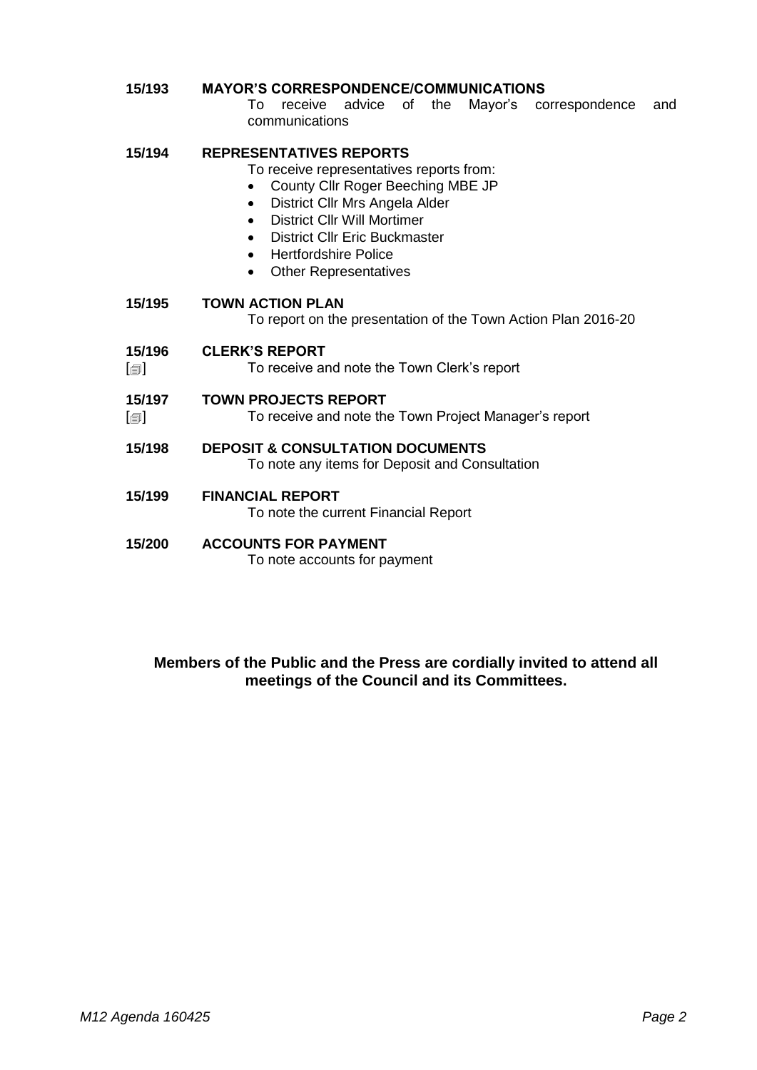**15/193 MAYOR'S CORRESPONDENCE/COMMUNICATIONS**

To receive advice of the Mayor's correspondence and communications

**15/194 REPRESENTATIVES REPORTS**

To receive representatives reports from:

- County Cllr Roger Beeching MBE JP
- District Cllr Mrs Angela Alder
- District Cllr Will Mortimer
- District Cllr Eric Buckmaster
- Hertfordshire Police
- Other Representatives

**15/195 TOWN ACTION PLAN**

To report on the presentation of the Town Action Plan 2016-20

**15/196 CLERK'S REPORT**

[🗐] To receive and note the Town Clerk's report

**15/197 TOWN PROJECTS REPORT**

[🗐] To receive and note the Town Project Manager's report

**15/198 DEPOSIT & CONSULTATION DOCUMENTS**

To note any items for Deposit and Consultation

**15/199 FINANCIAL REPORT**

To note the current Financial Report

**15/200 ACCOUNTS FOR PAYMENT**

To note accounts for payment

**Members of the Public and the Press are cordially invited to attend all meetings of the Council and its Committees.**